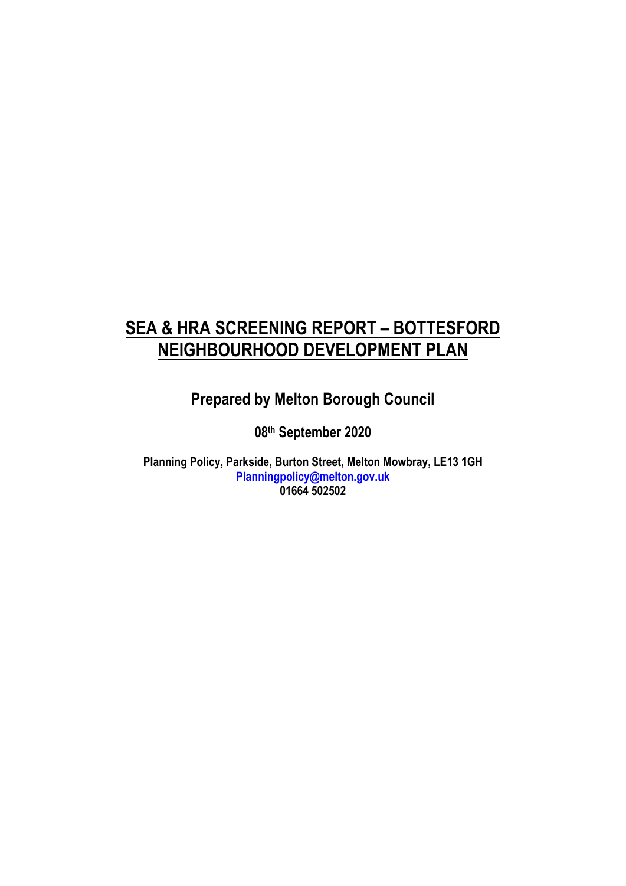# SEA & HRA SCREENING REPORT – BOTTESFORD NEIGHBOURHOOD DEVELOPMENT PLAN

**Prepared by Melton Borough Council**

**08th September 2020**

**Planning Policy, Parkside, Burton Street, Melton Mowbray, LE13 1GH**
**Planningpolicy@melton.gov.uk**
**01664 502502**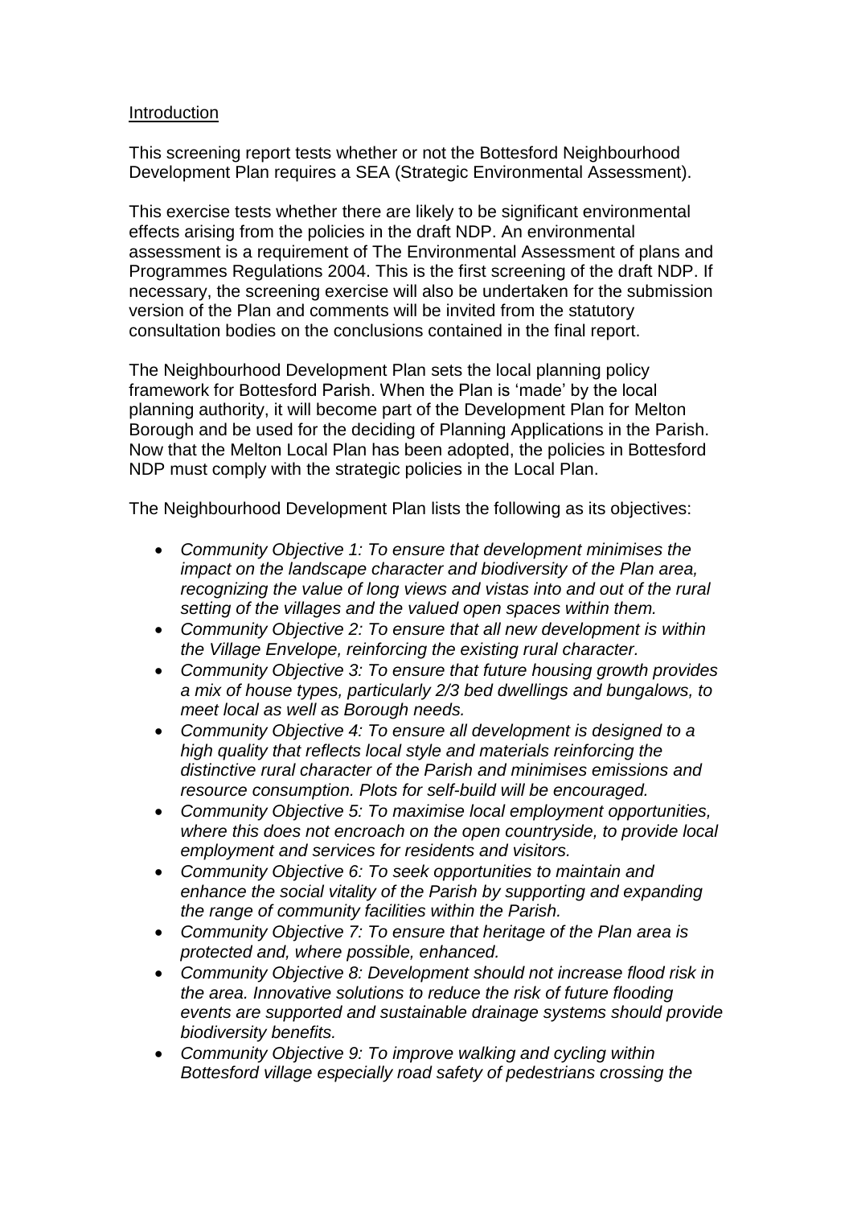Introduction

This screening report tests whether or not the Bottesford Neighbourhood Development Plan requires a SEA (Strategic Environmental Assessment).

This exercise tests whether there are likely to be significant environmental effects arising from the policies in the draft NDP. An environmental assessment is a requirement of The Environmental Assessment of plans and Programmes Regulations 2004. This is the first screening of the draft NDP. If necessary, the screening exercise will also be undertaken for the submission version of the Plan and comments will be invited from the statutory consultation bodies on the conclusions contained in the final report.

The Neighbourhood Development Plan sets the local planning policy framework for Bottesford Parish. When the Plan is 'made' by the local planning authority, it will become part of the Development Plan for Melton Borough and be used for the deciding of Planning Applications in the Parish. Now that the Melton Local Plan has been adopted, the policies in Bottesford NDP must comply with the strategic policies in the Local Plan.

The Neighbourhood Development Plan lists the following as its objectives:

- *Community Objective 1: To ensure that development minimises the impact on the landscape character and biodiversity of the Plan area, recognizing the value of long views and vistas into and out of the rural setting of the villages and the valued open spaces within them.*
- *Community Objective 2: To ensure that all new development is within the Village Envelope, reinforcing the existing rural character.*
- *Community Objective 3: To ensure that future housing growth provides a mix of house types, particularly 2/3 bed dwellings and bungalows, to meet local as well as Borough needs.*
- *Community Objective 4: To ensure all development is designed to a high quality that reflects local style and materials reinforcing the distinctive rural character of the Parish and minimises emissions and resource consumption. Plots for self-build will be encouraged.*
- *Community Objective 5: To maximise local employment opportunities, where this does not encroach on the open countryside, to provide local employment and services for residents and visitors.*
- *Community Objective 6: To seek opportunities to maintain and enhance the social vitality of the Parish by supporting and expanding the range of community facilities within the Parish.*
- *Community Objective 7: To ensure that heritage of the Plan area is protected and, where possible, enhanced.*
- *Community Objective 8: Development should not increase flood risk in the area. Innovative solutions to reduce the risk of future flooding events are supported and sustainable drainage systems should provide biodiversity benefits.*
- *Community Objective 9: To improve walking and cycling within Bottesford village especially road safety of pedestrians crossing the*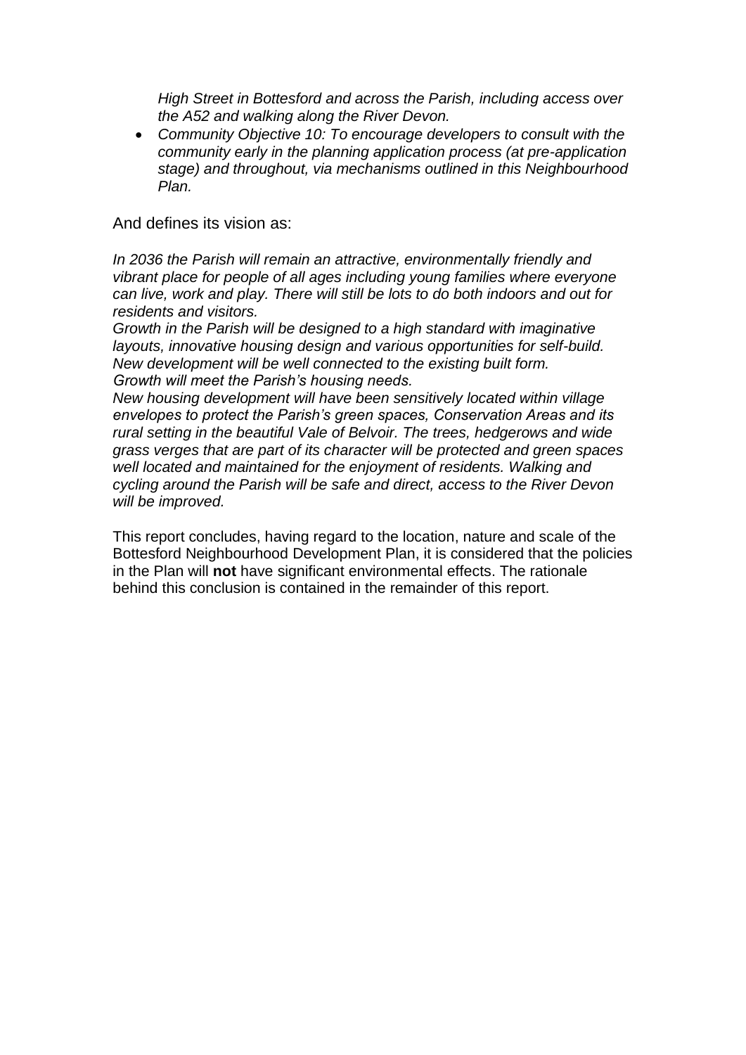*High Street in Bottesford and across the Parish, including access over the A52 and walking along the River Devon.*

- *Community Objective 10: To encourage developers to consult with the community early in the planning application process (at pre-application stage) and throughout, via mechanisms outlined in this Neighbourhood Plan.*

And defines its vision as:

*In 2036 the Parish will remain an attractive, environmentally friendly and vibrant place for people of all ages including young families where everyone can live, work and play. There will still be lots to do both indoors and out for residents and visitors.*
*Growth in the Parish will be designed to a high standard with imaginative layouts, innovative housing design and various opportunities for self-build. New development will be well connected to the existing built form.*
*Growth will meet the Parish's housing needs.*
*New housing development will have been sensitively located within village envelopes to protect the Parish's green spaces, Conservation Areas and its rural setting in the beautiful Vale of Belvoir. The trees, hedgerows and wide grass verges that are part of its character will be protected and green spaces well located and maintained for the enjoyment of residents. Walking and cycling around the Parish will be safe and direct, access to the River Devon will be improved.*

This report concludes, having regard to the location, nature and scale of the Bottesford Neighbourhood Development Plan, it is considered that the policies in the Plan will **not** have significant environmental effects. The rationale behind this conclusion is contained in the remainder of this report.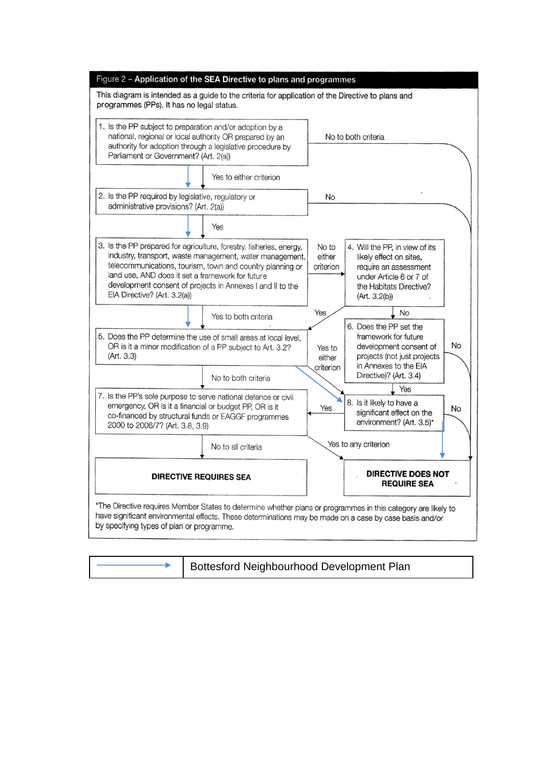**Figure 2 – Application of the SEA Directive to plans and programmes**

This diagram is intended as a guide to the criteria for application of the Directive to plans and programmes (PPs). It has no legal status.

1. Is the PP subject to preparation and/or adoption by a national, regional or local authority OR prepared by an authority for adoption through a legislative procedure by Parliament or Government? (Art. 2(a))
   - Yes to either criterion → 2
   - No to both criteria → DIRECTIVE DOES NOT REQUIRE SEA

2. Is the PP required by legislative, regulatory or administrative provisions? (Art. 2(a))
   - Yes → 3
   - No → DIRECTIVE DOES NOT REQUIRE SEA

3. Is the PP prepared for agriculture, forestry, fisheries, energy, industry, transport, waste management, water management, telecommunications, tourism, town and country planning or land use, AND does it set a framework for future development consent of projects in Annexes I and II to the EIA Directive? (Art. 3.2(a))
   - Yes to both criteria → 5
   - No to either criterion → 4

4. Will the PP, in view of its likely effect on sites, require an assessment under Article 6 or 7 of the Habitats Directive? (Art. 3.2(b))
   - Yes → 5
   - No → 6

5. Does the PP determine the use of small areas at local level, OR is it a minor modification of a PP subject to Art. 3.2? (Art. 3.3)
   - No to both criteria → 7
   - Yes to either criterion → 8

6. Does the PP set the framework for future development consent of projects (not just projects in Annexes to the EIA Directive)? (Art. 3.4)
   - Yes → 8
   - No → DIRECTIVE DOES NOT REQUIRE SEA

7. Is the PP's sole purpose to serve national defence or civil emergency, OR is it a financial or budget PP, OR is it co-financed by structural funds or EAGGF programmes 2000 to 2006/7? (Art. 3.8, 3.9)
   - No to all criteria → DIRECTIVE REQUIRES SEA
   - Yes to any criterion → DIRECTIVE DOES NOT REQUIRE SEA

8. Is it likely to have a significant effect on the environment? (Art. 3.5)*
   - Yes → 7
   - No → DIRECTIVE DOES NOT REQUIRE SEA

**DIRECTIVE REQUIRES SEA**

**DIRECTIVE DOES NOT REQUIRE SEA**

*The Directive requires Member States to determine whether plans or programmes in this category are likely to have significant environmental effects. These determinations may be made on a case by case basis and/or by specifying types of plan or programme.

| Key | |
|---|---|
| → (blue arrow) | Bottesford Neighbourhood Development Plan |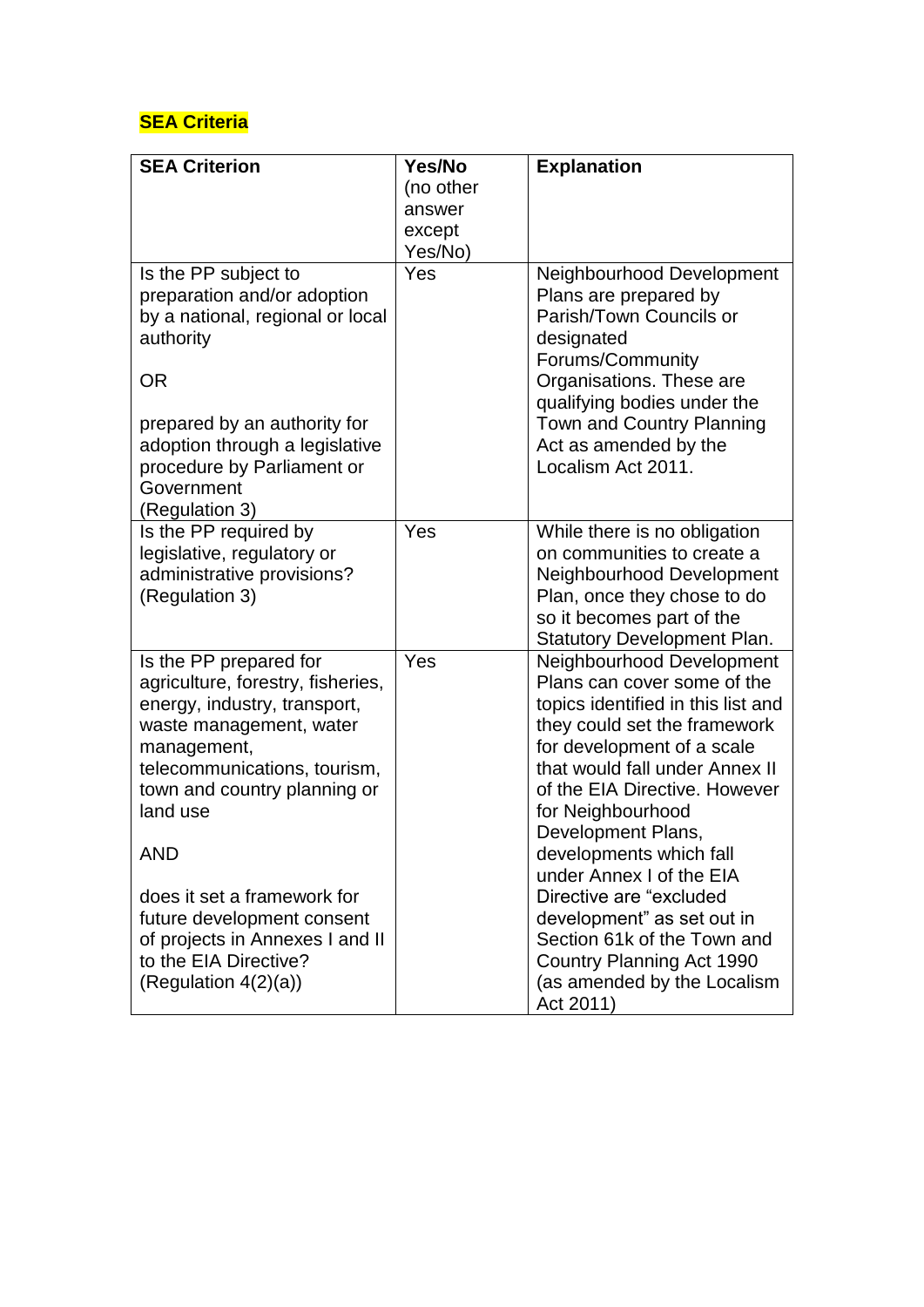**SEA Criteria**

| **SEA Criterion** | **Yes/No** (no other answer except Yes/No) | **Explanation** |
|---|---|---|
| Is the PP subject to preparation and/or adoption by a national, regional or local authority<br><br>OR<br><br>prepared by an authority for adoption through a legislative procedure by Parliament or Government (Regulation 3) | Yes | Neighbourhood Development Plans are prepared by Parish/Town Councils or designated Forums/Community Organisations. These are qualifying bodies under the Town and Country Planning Act as amended by the Localism Act 2011. |
| Is the PP required by legislative, regulatory or administrative provisions? (Regulation 3) | Yes | While there is no obligation on communities to create a Neighbourhood Development Plan, once they chose to do so it becomes part of the Statutory Development Plan. |
| Is the PP prepared for agriculture, forestry, fisheries, energy, industry, transport, waste management, water management, telecommunications, tourism, town and country planning or land use<br><br>AND<br><br>does it set a framework for future development consent of projects in Annexes I and II to the EIA Directive? (Regulation 4(2)(a)) | Yes | Neighbourhood Development Plans can cover some of the topics identified in this list and they could set the framework for development of a scale that would fall under Annex II of the EIA Directive. However for Neighbourhood Development Plans, developments which fall under Annex I of the EIA Directive are "excluded development" as set out in Section 61k of the Town and Country Planning Act 1990 (as amended by the Localism Act 2011) |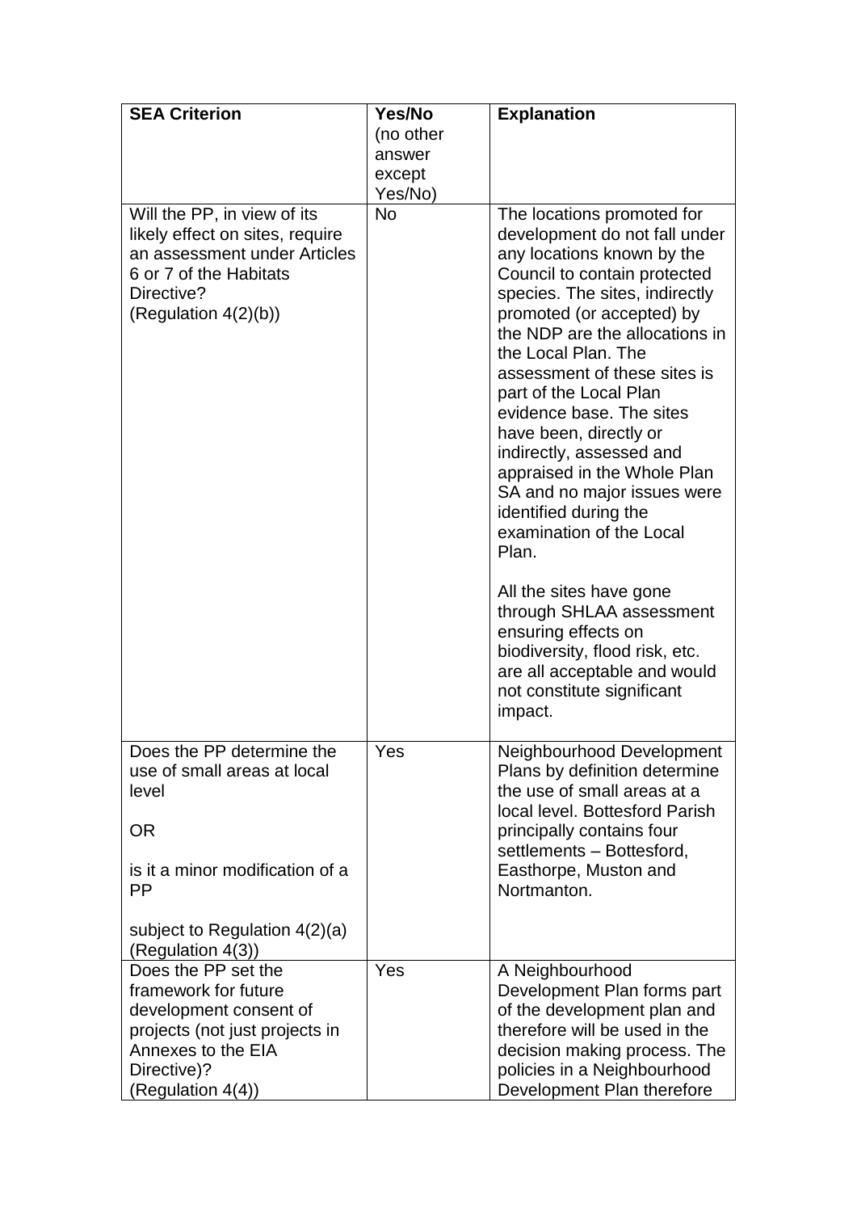| SEA Criterion | Yes/No (no other answer except Yes/No) | Explanation |
|---|---|---|
| Will the PP, in view of its likely effect on sites, require an assessment under Articles 6 or 7 of the Habitats Directive? (Regulation 4(2)(b)) | No | The locations promoted for development do not fall under any locations known by the Council to contain protected species. The sites, indirectly promoted (or accepted) by the NDP are the allocations in the Local Plan. The assessment of these sites is part of the Local Plan evidence base. The sites have been, directly or indirectly, assessed and appraised in the Whole Plan SA and no major issues were identified during the examination of the Local Plan.<br><br>All the sites have gone through SHLAA assessment ensuring effects on biodiversity, flood risk, etc. are all acceptable and would not constitute significant impact. |
| Does the PP determine the use of small areas at local level<br><br>OR<br><br>is it a minor modification of a PP<br><br>subject to Regulation 4(2)(a) (Regulation 4(3)) | Yes | Neighbourhood Development Plans by definition determine the use of small areas at a local level. Bottesford Parish principally contains four settlements – Bottesford, Easthorpe, Muston and Nortmanton. |
| Does the PP set the framework for future development consent of projects (not just projects in Annexes to the EIA Directive)? (Regulation 4(4)) | Yes | A Neighbourhood Development Plan forms part of the development plan and therefore will be used in the decision making process. The policies in a Neighbourhood Development Plan therefore |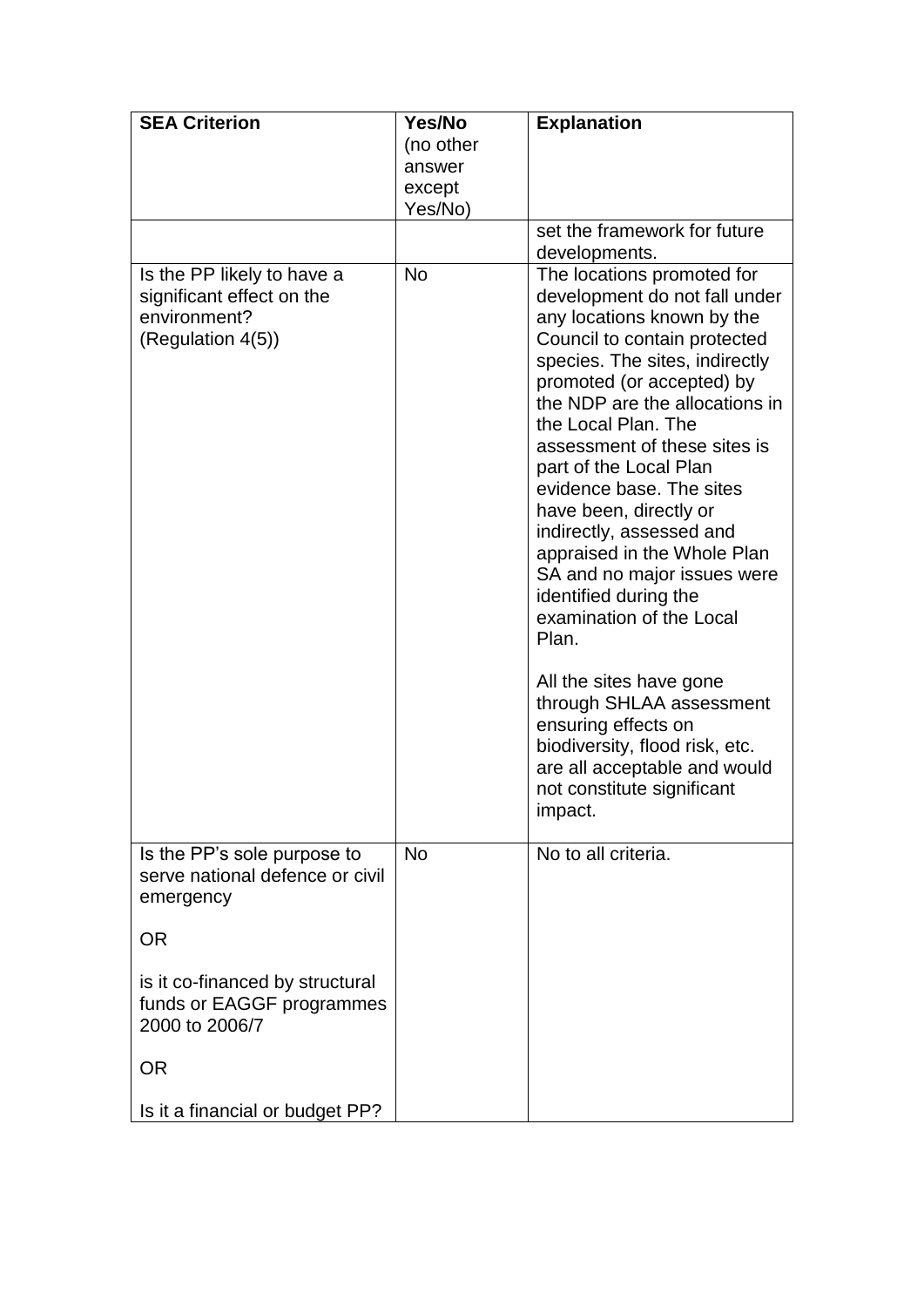| SEA Criterion | Yes/No (no other answer except Yes/No) | Explanation |
|---|---|---|
| | | set the framework for future developments. |
| Is the PP likely to have a significant effect on the environment? (Regulation 4(5)) | No | The locations promoted for development do not fall under any locations known by the Council to contain protected species. The sites, indirectly promoted (or accepted) by the NDP are the allocations in the Local Plan. The assessment of these sites is part of the Local Plan evidence base. The sites have been, directly or indirectly, assessed and appraised in the Whole Plan SA and no major issues were identified during the examination of the Local Plan.<br><br>All the sites have gone through SHLAA assessment ensuring effects on biodiversity, flood risk, etc. are all acceptable and would not constitute significant impact. |
| Is the PP's sole purpose to serve national defence or civil emergency<br><br>OR<br><br>is it co-financed by structural funds or EAGGF programmes 2000 to 2006/7<br><br>OR<br><br>Is it a financial or budget PP? | No | No to all criteria. |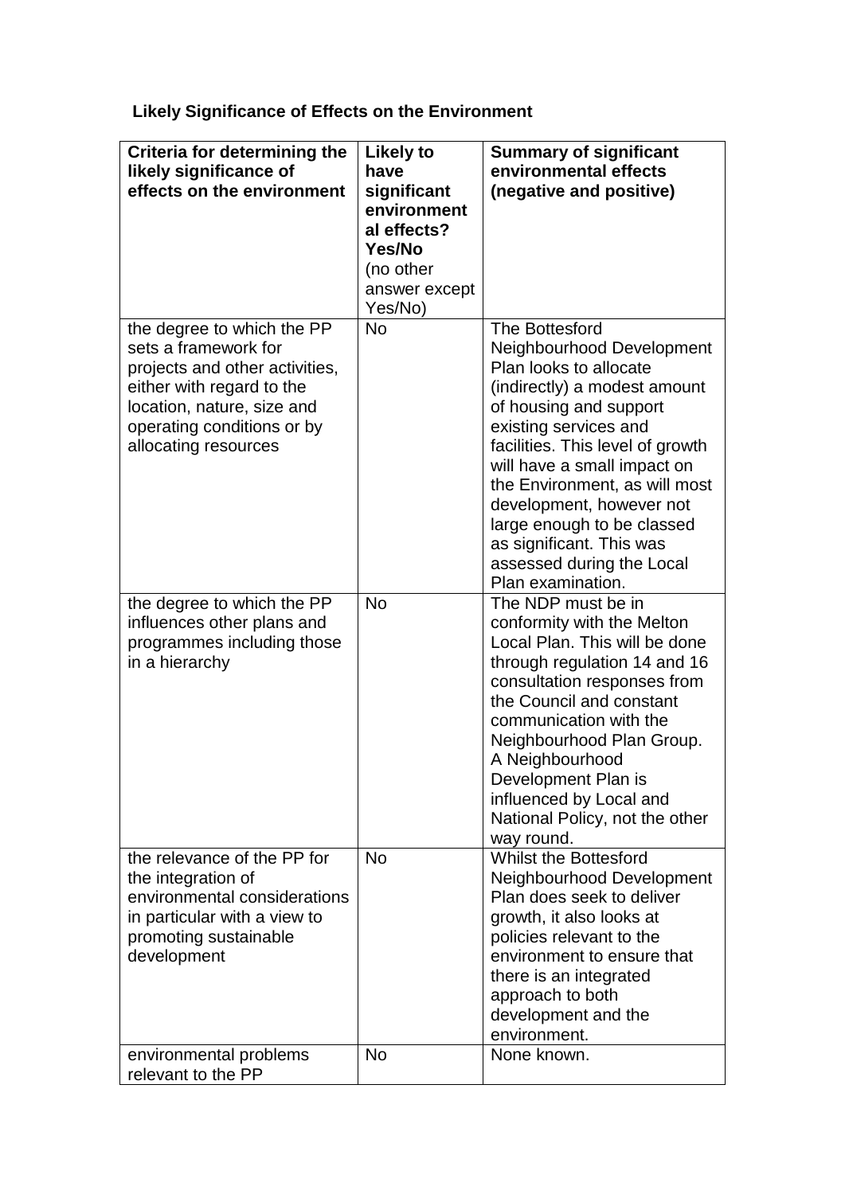**Likely Significance of Effects on the Environment**

| Criteria for determining the likely significance of effects on the environment | Likely to have significant environmental effects? Yes/No (no other answer except Yes/No) | Summary of significant environmental effects (negative and positive) |
|---|---|---|
| the degree to which the PP sets a framework for projects and other activities, either with regard to the location, nature, size and operating conditions or by allocating resources | No | The Bottesford Neighbourhood Development Plan looks to allocate (indirectly) a modest amount of housing and support existing services and facilities. This level of growth will have a small impact on the Environment, as will most development, however not large enough to be classed as significant. This was assessed during the Local Plan examination. |
| the degree to which the PP influences other plans and programmes including those in a hierarchy | No | The NDP must be in conformity with the Melton Local Plan. This will be done through regulation 14 and 16 consultation responses from the Council and constant communication with the Neighbourhood Plan Group. A Neighbourhood Development Plan is influenced by Local and National Policy, not the other way round. |
| the relevance of the PP for the integration of environmental considerations in particular with a view to promoting sustainable development | No | Whilst the Bottesford Neighbourhood Development Plan does seek to deliver growth, it also looks at policies relevant to the environment to ensure that there is an integrated approach to both development and the environment. |
| environmental problems relevant to the PP | No | None known. |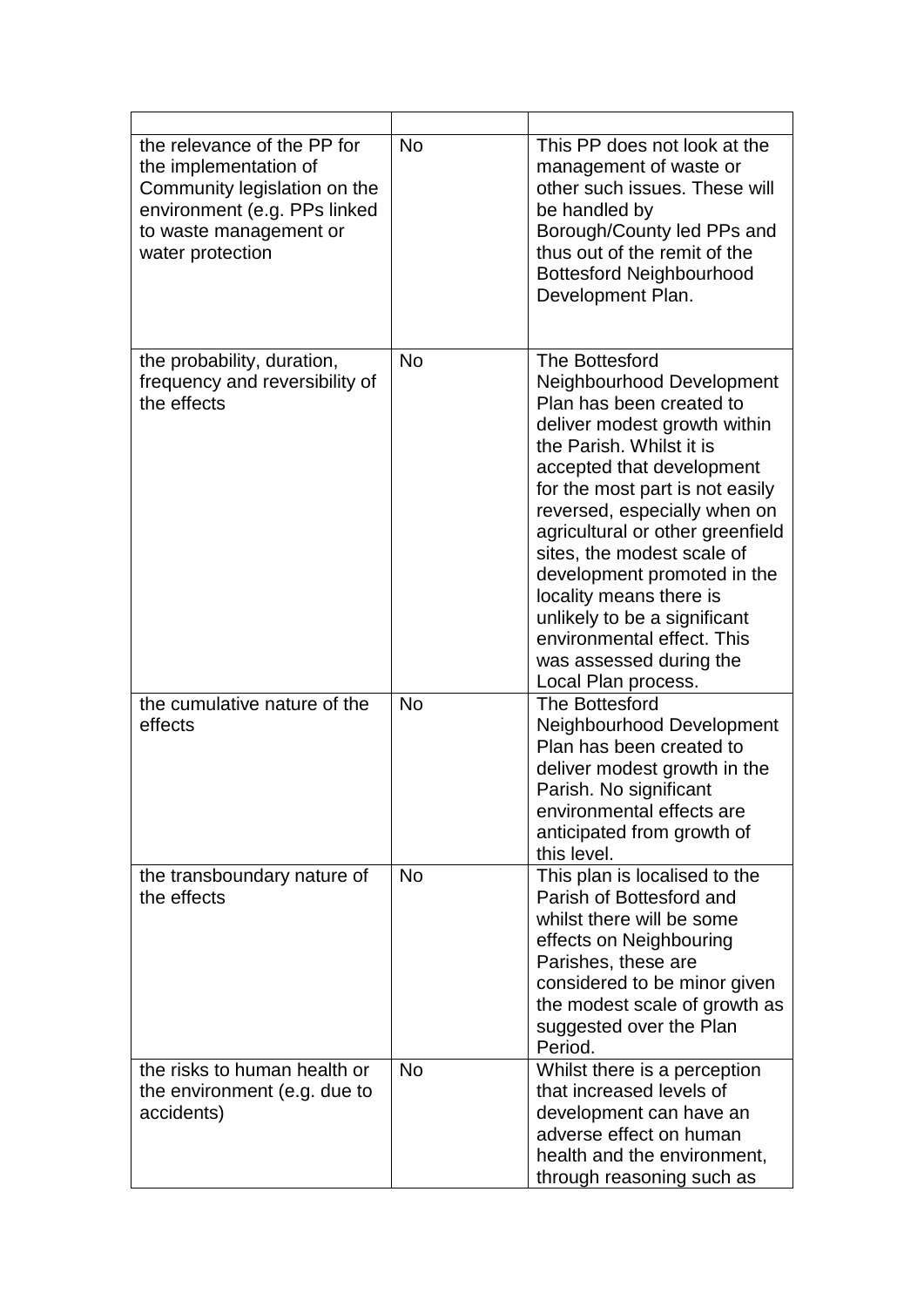| | | |
|---|---|---|
| the relevance of the PP for the implementation of Community legislation on the environment (e.g. PPs linked to waste management or water protection | No | This PP does not look at the management of waste or other such issues. These will be handled by Borough/County led PPs and thus out of the remit of the Bottesford Neighbourhood Development Plan. |
| the probability, duration, frequency and reversibility of the effects | No | The Bottesford Neighbourhood Development Plan has been created to deliver modest growth within the Parish. Whilst it is accepted that development for the most part is not easily reversed, especially when on agricultural or other greenfield sites, the modest scale of development promoted in the locality means there is unlikely to be a significant environmental effect. This was assessed during the Local Plan process. |
| the cumulative nature of the effects | No | The Bottesford Neighbourhood Development Plan has been created to deliver modest growth in the Parish. No significant environmental effects are anticipated from growth of this level. |
| the transboundary nature of the effects | No | This plan is localised to the Parish of Bottesford and whilst there will be some effects on Neighbouring Parishes, these are considered to be minor given the modest scale of growth as suggested over the Plan Period. |
| the risks to human health or the environment (e.g. due to accidents) | No | Whilst there is a perception that increased levels of development can have an adverse effect on human health and the environment, through reasoning such as |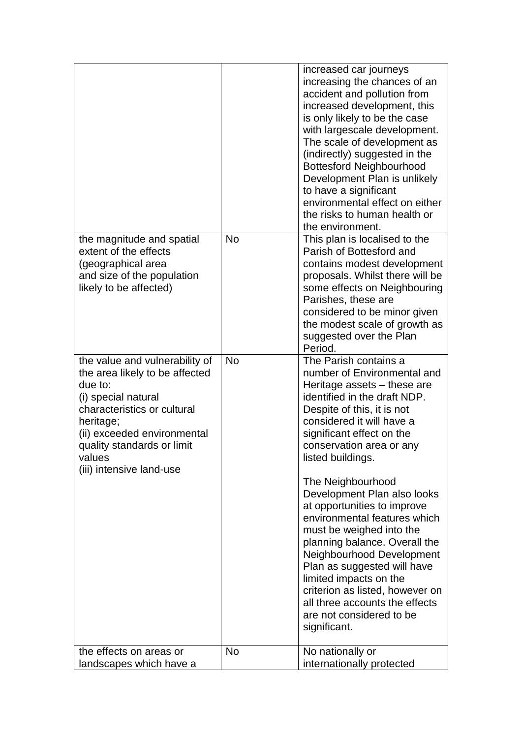| | | |
|---|---|---|
| | | increased car journeys increasing the chances of an accident and pollution from increased development, this is only likely to be the case with largescale development. The scale of development as (indirectly) suggested in the Bottesford Neighbourhood Development Plan is unlikely to have a significant environmental effect on either the risks to human health or the environment. |
| the magnitude and spatial extent of the effects (geographical area and size of the population likely to be affected) | No | This plan is localised to the Parish of Bottesford and contains modest development proposals. Whilst there will be some effects on Neighbouring Parishes, these are considered to be minor given the modest scale of growth as suggested over the Plan Period. |
| the value and vulnerability of the area likely to be affected due to:<br>(i) special natural characteristics or cultural heritage;<br>(ii) exceeded environmental quality standards or limit values<br>(iii) intensive land-use | No | The Parish contains a number of Environmental and Heritage assets – these are identified in the draft NDP. Despite of this, it is not considered it will have a significant effect on the conservation area or any listed buildings.<br><br>The Neighbourhood Development Plan also looks at opportunities to improve environmental features which must be weighed into the planning balance. Overall the Neighbourhood Development Plan as suggested will have limited impacts on the criterion as listed, however on all three accounts the effects are not considered to be significant. |
| the effects on areas or landscapes which have a | No | No nationally or internationally protected |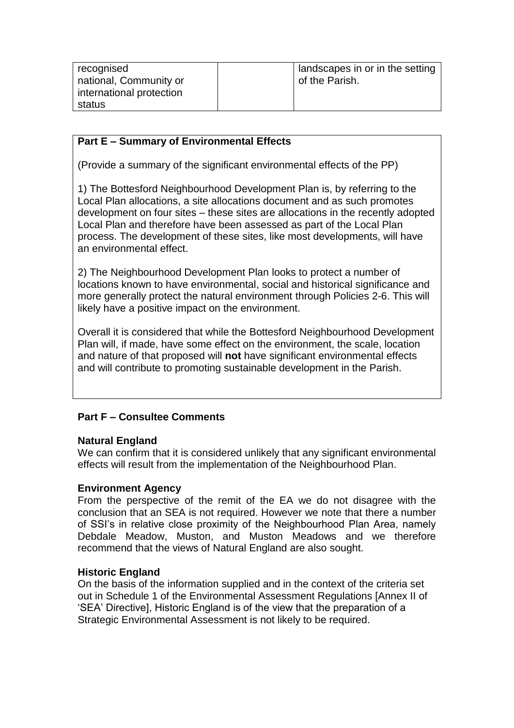| | | |
|---|---|---|
| recognised national, Community or international protection status | | landscapes in or in the setting of the Parish. |

**Part E – Summary of Environmental Effects**

(Provide a summary of the significant environmental effects of the PP)

1) The Bottesford Neighbourhood Development Plan is, by referring to the Local Plan allocations, a site allocations document and as such promotes development on four sites – these sites are allocations in the recently adopted Local Plan and therefore have been assessed as part of the Local Plan process. The development of these sites, like most developments, will have an environmental effect.

2) The Neighbourhood Development Plan looks to protect a number of locations known to have environmental, social and historical significance and more generally protect the natural environment through Policies 2-6. This will likely have a positive impact on the environment.

Overall it is considered that while the Bottesford Neighbourhood Development Plan will, if made, have some effect on the environment, the scale, location and nature of that proposed will **not** have significant environmental effects and will contribute to promoting sustainable development in the Parish.

**Part F – Consultee Comments**

**Natural England**
We can confirm that it is considered unlikely that any significant environmental effects will result from the implementation of the Neighbourhood Plan.

**Environment Agency**
From the perspective of the remit of the EA we do not disagree with the conclusion that an SEA is not required. However we note that there a number of SSI's in relative close proximity of the Neighbourhood Plan Area, namely Debdale Meadow, Muston, and Muston Meadows and we therefore recommend that the views of Natural England are also sought.

**Historic England**
On the basis of the information supplied and in the context of the criteria set out in Schedule 1 of the Environmental Assessment Regulations [Annex II of 'SEA' Directive], Historic England is of the view that the preparation of a Strategic Environmental Assessment is not likely to be required.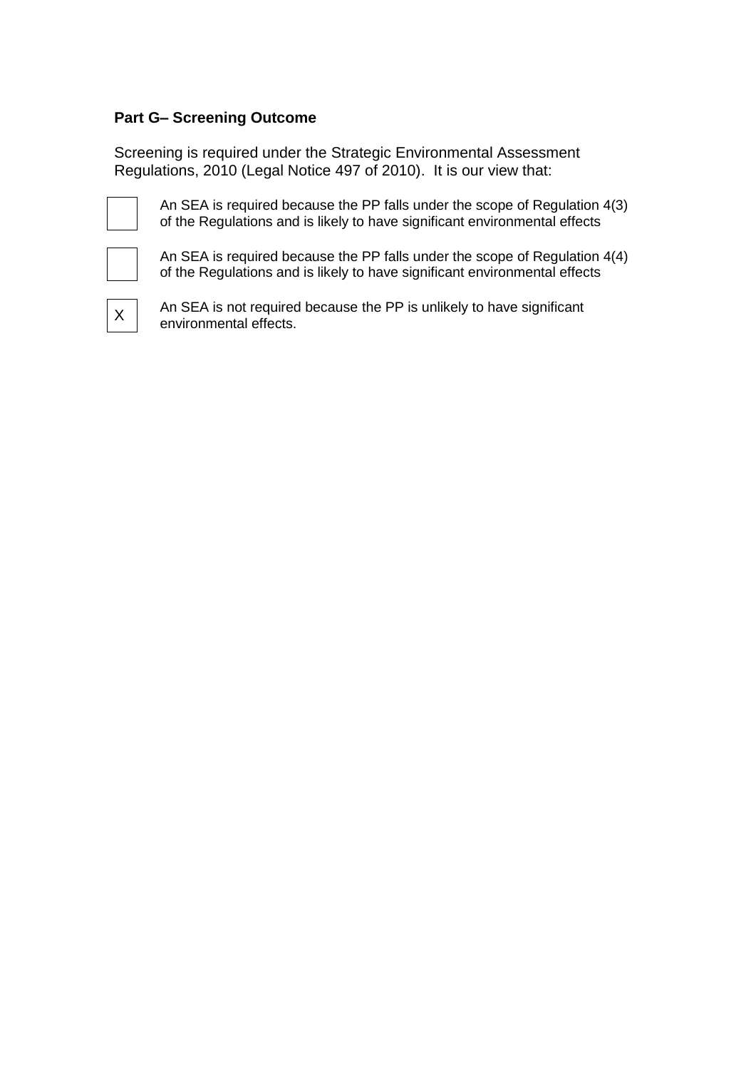**Part G– Screening Outcome**

Screening is required under the Strategic Environmental Assessment Regulations, 2010 (Legal Notice 497 of 2010). It is our view that:

- [ ] An SEA is required because the PP falls under the scope of Regulation 4(3) of the Regulations and is likely to have significant environmental effects

- [ ] An SEA is required because the PP falls under the scope of Regulation 4(4) of the Regulations and is likely to have significant environmental effects

- [x] An SEA is not required because the PP is unlikely to have significant environmental effects.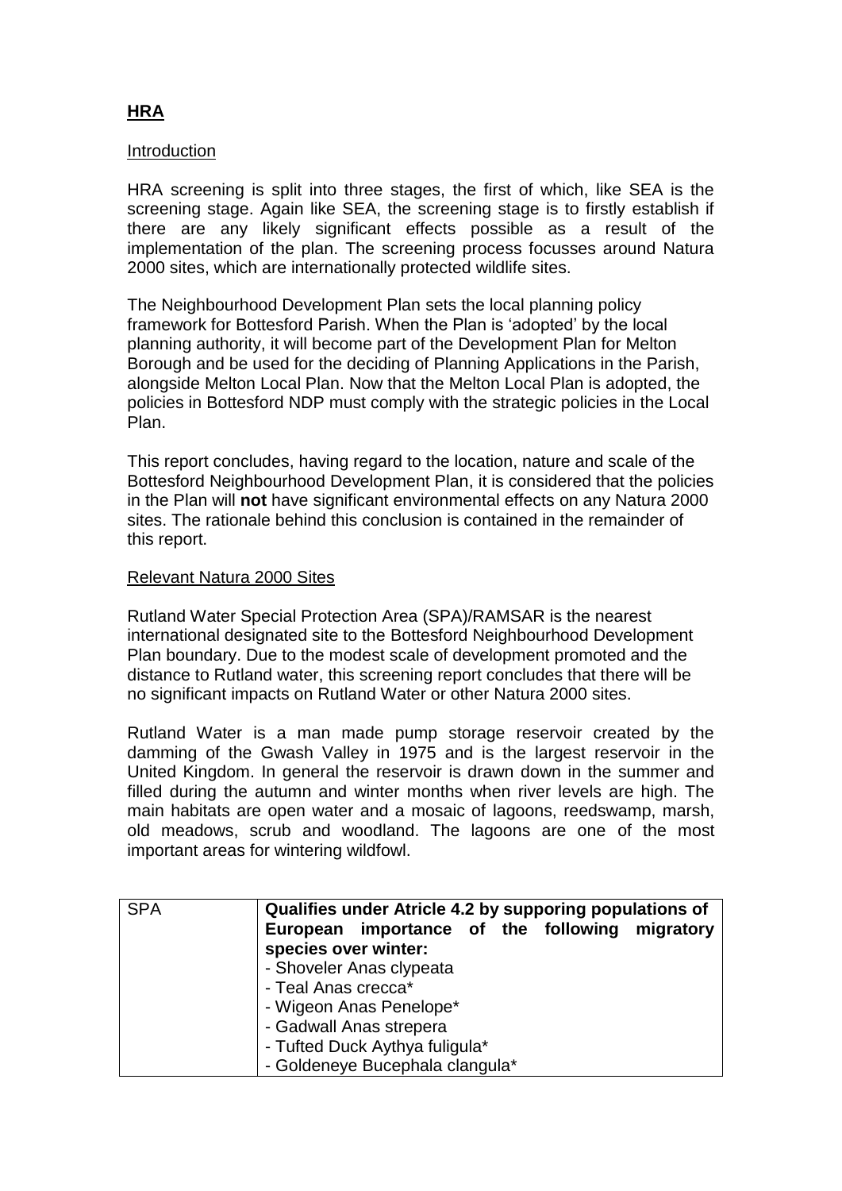## **HRA**

Introduction

HRA screening is split into three stages, the first of which, like SEA is the screening stage. Again like SEA, the screening stage is to firstly establish if there are any likely significant effects possible as a result of the implementation of the plan. The screening process focusses around Natura 2000 sites, which are internationally protected wildlife sites.

The Neighbourhood Development Plan sets the local planning policy framework for Bottesford Parish. When the Plan is 'adopted' by the local planning authority, it will become part of the Development Plan for Melton Borough and be used for the deciding of Planning Applications in the Parish, alongside Melton Local Plan. Now that the Melton Local Plan is adopted, the policies in Bottesford NDP must comply with the strategic policies in the Local Plan.

This report concludes, having regard to the location, nature and scale of the Bottesford Neighbourhood Development Plan, it is considered that the policies in the Plan will **not** have significant environmental effects on any Natura 2000 sites. The rationale behind this conclusion is contained in the remainder of this report.

Relevant Natura 2000 Sites

Rutland Water Special Protection Area (SPA)/RAMSAR is the nearest international designated site to the Bottesford Neighbourhood Development Plan boundary. Due to the modest scale of development promoted and the distance to Rutland water, this screening report concludes that there will be no significant impacts on Rutland Water or other Natura 2000 sites.

Rutland Water is a man made pump storage reservoir created by the damming of the Gwash Valley in 1975 and is the largest reservoir in the United Kingdom. In general the reservoir is drawn down in the summer and filled during the autumn and winter months when river levels are high. The main habitats are open water and a mosaic of lagoons, reedswamp, marsh, old meadows, scrub and woodland. The lagoons are one of the most important areas for wintering wildfowl.

| SPA | **Qualifies under Atricle 4.2 by supporing populations of European importance of the following migratory species over winter:**<br>- Shoveler Anas clypeata<br>- Teal Anas crecca*<br>- Wigeon Anas Penelope*<br>- Gadwall Anas strepera<br>- Tufted Duck Aythya fuligula*<br>- Goldeneye Bucephala clangula* |
|---|---|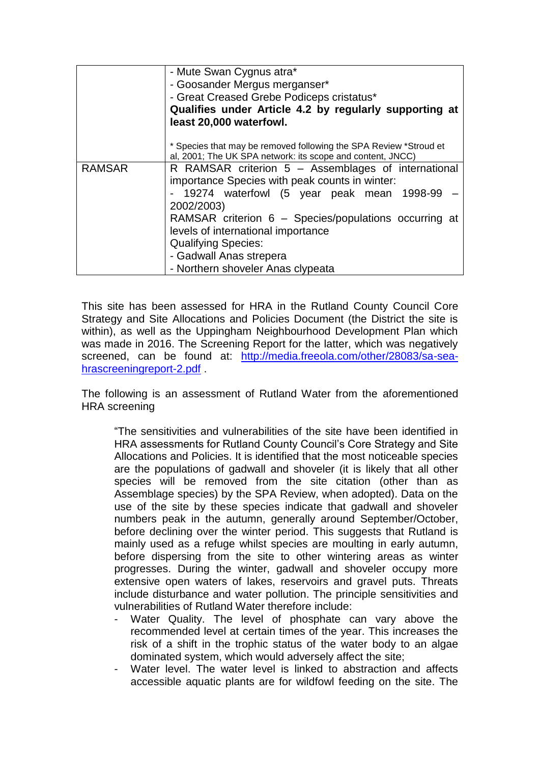| | |
|---|---|
| | - Mute Swan Cygnus atra*<br>- Goosander Mergus merganser*<br>- Great Creased Grebe Podiceps cristatus*<br>**Qualifies under Article 4.2 by regularly supporting at least 20,000 waterfowl.**<br><br>* Species that may be removed following the SPA Review *Stroud et al, 2001; The UK SPA network: its scope and content, JNCC) |
| RAMSAR | R RAMSAR criterion 5 – Assemblages of international importance Species with peak counts in winter:<br>- 19274 waterfowl (5 year peak mean 1998-99 – 2002/2003)<br>RAMSAR criterion 6 – Species/populations occurring at levels of international importance<br>Qualifying Species:<br>- Gadwall Anas strepera<br>- Northern shoveler Anas clypeata |

This site has been assessed for HRA in the Rutland County Council Core Strategy and Site Allocations and Policies Document (the District the site is within), as well as the Uppingham Neighbourhood Development Plan which was made in 2016. The Screening Report for the latter, which was negatively screened, can be found at: [http://media.freeola.com/other/28083/sa-sea-hrascreeningreport-2.pdf](http://media.freeola.com/other/28083/sa-sea-hrascreeningreport-2.pdf) .

The following is an assessment of Rutland Water from the aforementioned HRA screening

> "The sensitivities and vulnerabilities of the site have been identified in HRA assessments for Rutland County Council's Core Strategy and Site Allocations and Policies. It is identified that the most noticeable species are the populations of gadwall and shoveler (it is likely that all other species will be removed from the site citation (other than as Assemblage species) by the SPA Review, when adopted). Data on the use of the site by these species indicate that gadwall and shoveler numbers peak in the autumn, generally around September/October, before declining over the winter period. This suggests that Rutland is mainly used as a refuge whilst species are moulting in early autumn, before dispersing from the site to other wintering areas as winter progresses. During the winter, gadwall and shoveler occupy more extensive open waters of lakes, reservoirs and gravel puts. Threats include disturbance and water pollution. The principle sensitivities and vulnerabilities of Rutland Water therefore include:
>
> - Water Quality. The level of phosphate can vary above the recommended level at certain times of the year. This increases the risk of a shift in the trophic status of the water body to an algae dominated system, which would adversely affect the site;
> - Water level. The water level is linked to abstraction and affects accessible aquatic plants are for wildfowl feeding on the site. The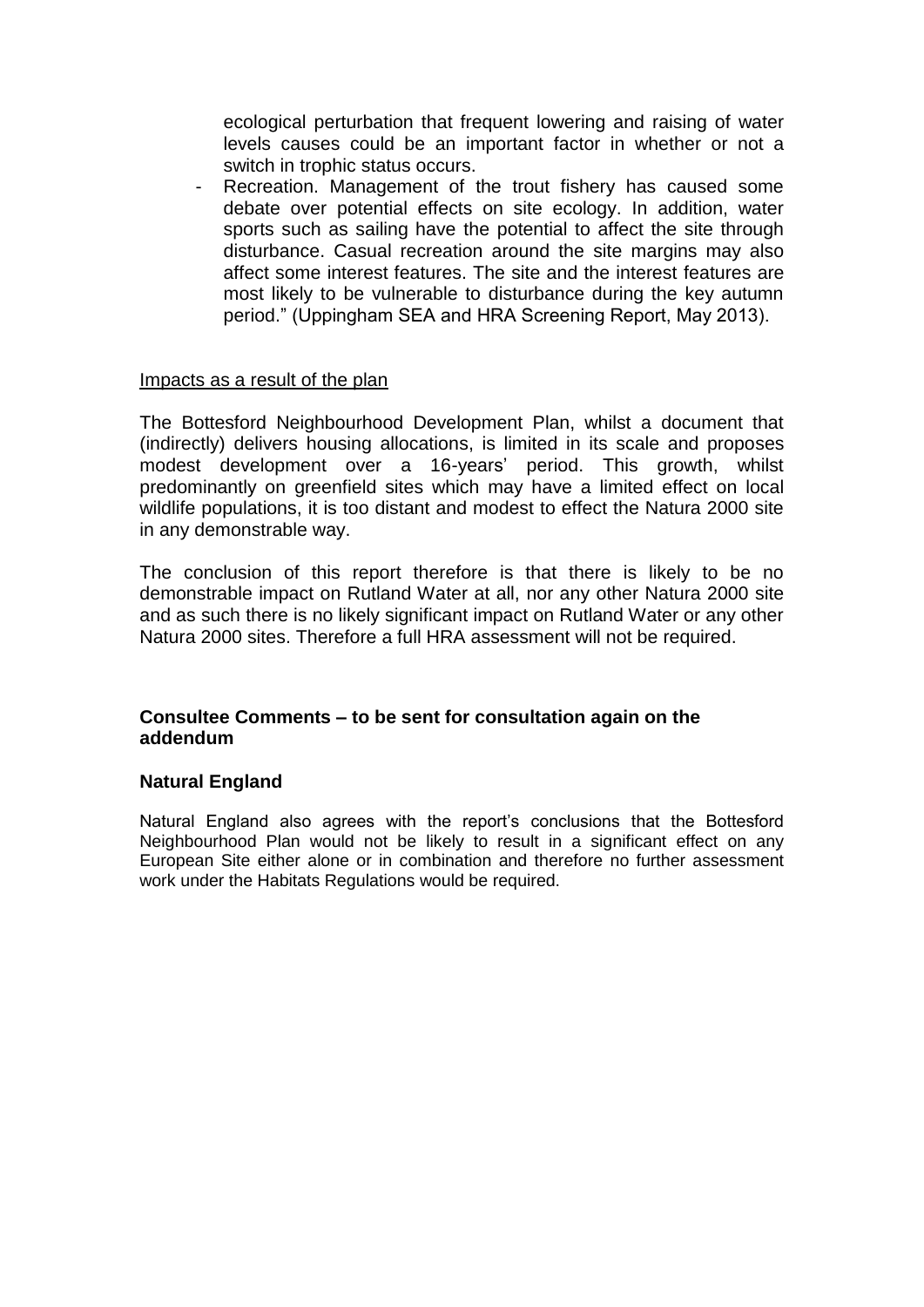ecological perturbation that frequent lowering and raising of water levels causes could be an important factor in whether or not a switch in trophic status occurs.

- Recreation. Management of the trout fishery has caused some debate over potential effects on site ecology. In addition, water sports such as sailing have the potential to affect the site through disturbance. Casual recreation around the site margins may also affect some interest features. The site and the interest features are most likely to be vulnerable to disturbance during the key autumn period." (Uppingham SEA and HRA Screening Report, May 2013).

<u>Impacts as a result of the plan</u>

The Bottesford Neighbourhood Development Plan, whilst a document that (indirectly) delivers housing allocations, is limited in its scale and proposes modest development over a 16-years' period. This growth, whilst predominantly on greenfield sites which may have a limited effect on local wildlife populations, it is too distant and modest to effect the Natura 2000 site in any demonstrable way.

The conclusion of this report therefore is that there is likely to be no demonstrable impact on Rutland Water at all, nor any other Natura 2000 site and as such there is no likely significant impact on Rutland Water or any other Natura 2000 sites. Therefore a full HRA assessment will not be required.

**Consultee Comments – to be sent for consultation again on the addendum**

**Natural England**

Natural England also agrees with the report's conclusions that the Bottesford Neighbourhood Plan would not be likely to result in a significant effect on any European Site either alone or in combination and therefore no further assessment work under the Habitats Regulations would be required.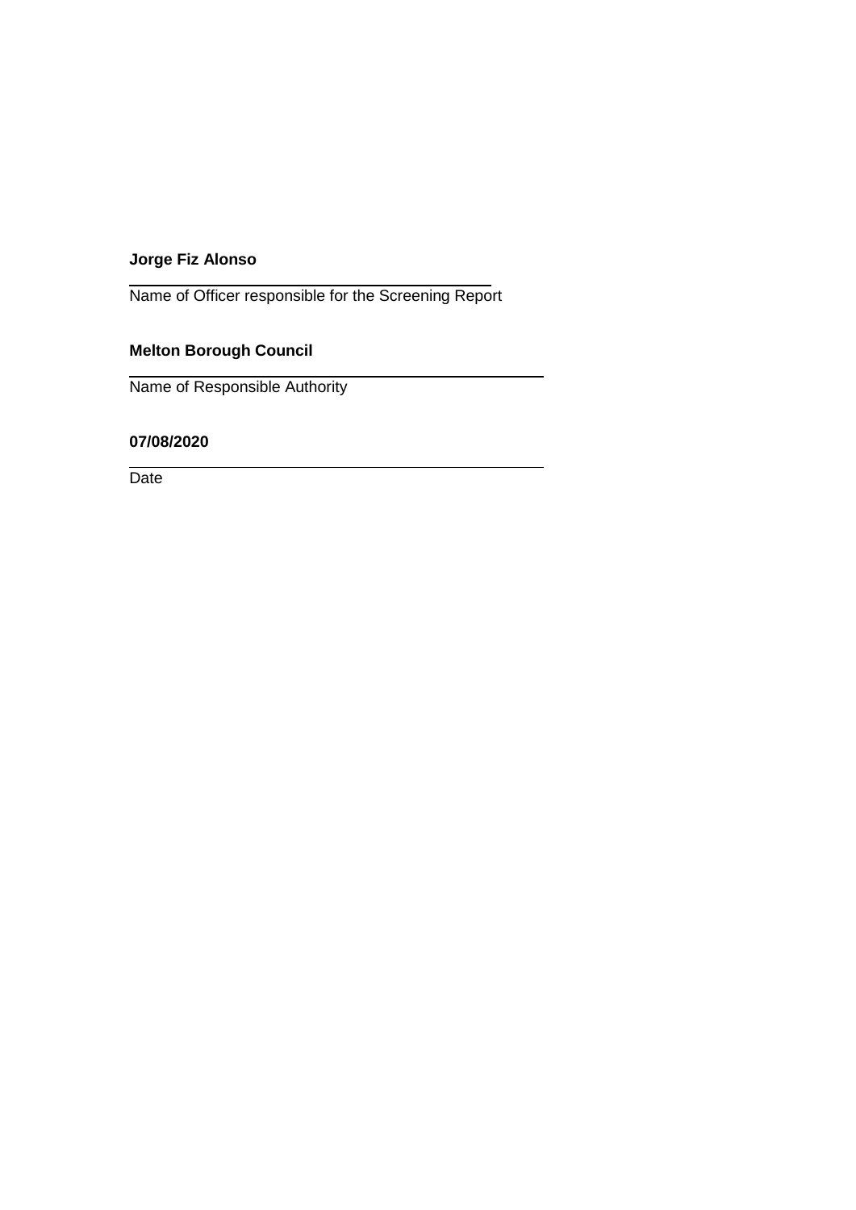**Jorge Fiz Alonso**

Name of Officer responsible for the Screening Report

**Melton Borough Council**

Name of Responsible Authority

**07/08/2020**

Date